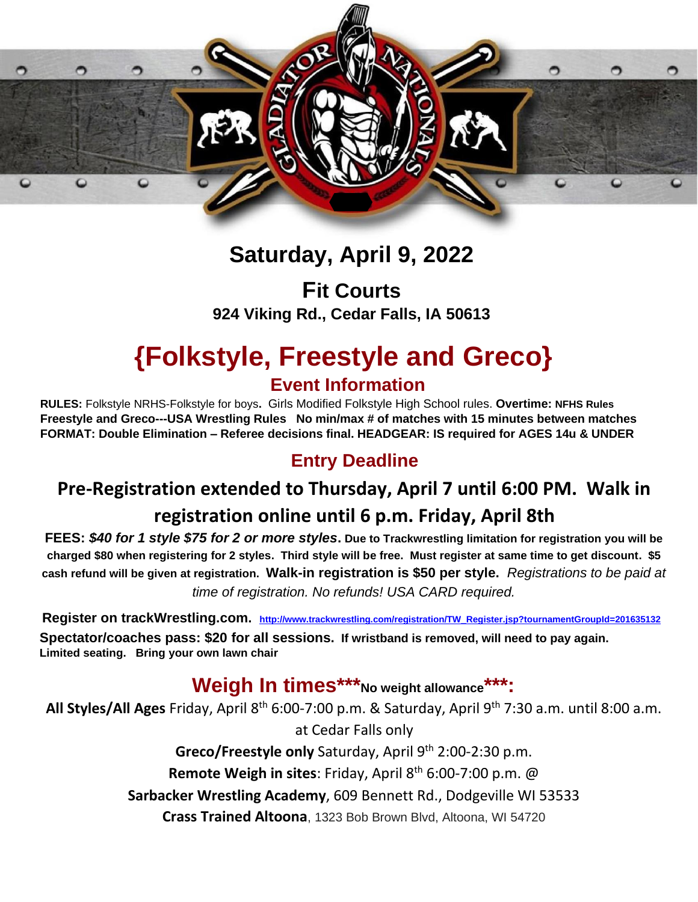# Saturday, April 9, 2022

## Fit Courts

**924 Viking Rd., Cedar Falls, IA 50613**

# {Folkstyle, Freestyle and Greco}

## Event Information

**RULES:** Folkstyle NRHS-Folkstyle for boys**.** Girls Modified Folkstyle High School rules. **Overtime: NFHS Rules**
**Freestyle and Greco---USA Wrestling Rules No min/max # of matches with 15 minutes between matches**
**FORMAT: Double Elimination – Referee decisions final. HEADGEAR: IS required for AGES 14u & UNDER**

## Entry Deadline

### Pre-Registration extended to Thursday, April 7 until 6:00 PM. Walk in registration online until 6 p.m. Friday, April 8th

**FEES:** ***$40 for 1 style $75 for 2 or more styles*****. Due to Trackwrestling limitation for registration you will be charged $80 when registering for 2 styles. Third style will be free. Must register at same time to get discount. $5 cash refund will be given at registration. Walk-in registration is $50 per style.** *Registrations to be paid at time of registration. No refunds! USA CARD required.*

**Register on trackWrestling.com.** [http://www.trackwrestling.com/registration/TW_Register.jsp?tournamentGroupId=201635132](http://www.trackwrestling.com/registration/TW_Register.jsp?tournamentGroupId=201635132)

**Spectator/coaches pass: $20 for all sessions. If wristband is removed, will need to pay again.**
**Limited seating. Bring your own lawn chair**

## Weigh In times***No weight allowance***:

**All Styles/All Ages** Friday, April 8th 6:00-7:00 p.m. & Saturday, April 9th 7:30 a.m. until 8:00 a.m. at Cedar Falls only

**Greco/Freestyle only** Saturday, April 9th 2:00-2:30 p.m.

**Remote Weigh in sites**: Friday, April 8th 6:00-7:00 p.m. @

**Sarbacker Wrestling Academy**, 609 Bennett Rd., Dodgeville WI 53533

**Crass Trained Altoona**, 1323 Bob Brown Blvd, Altoona, WI 54720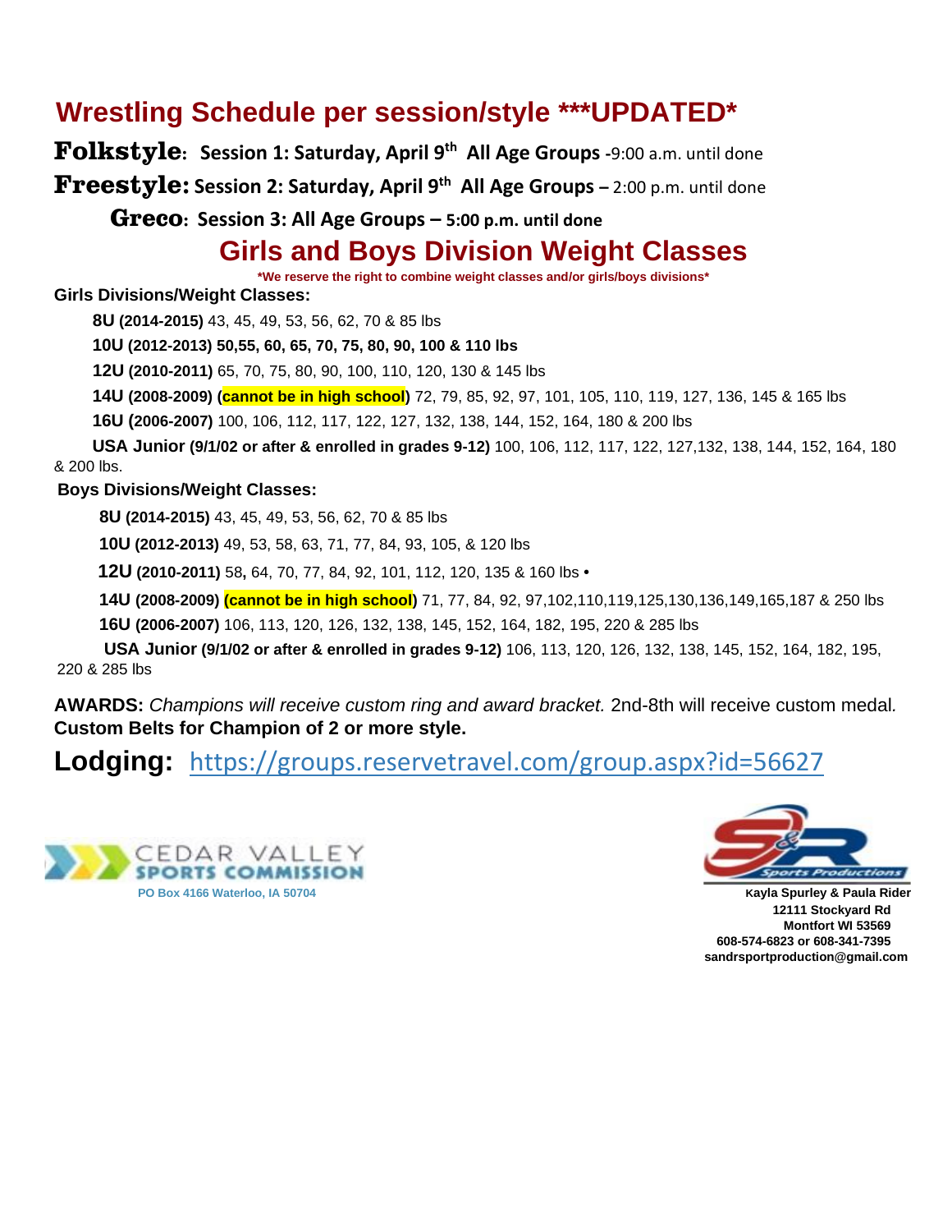# Wrestling Schedule per session/style ***UPDATED*

**Folkstyle: Session 1: Saturday, April 9th All Age Groups** -9:00 a.m. until done

**Freestyle: Session 2: Saturday, April 9th All Age Groups –** 2:00 p.m. until done

**Greco: Session 3: All Age Groups – 5:00 p.m. until done**

## Girls and Boys Division Weight Classes

***We reserve the right to combine weight classes and/or girls/boys divisions***

**Girls Divisions/Weight Classes:**

**8U (2014-2015)** 43, 45, 49, 53, 56, 62, 70 & 85 lbs

**10U (2012-2013) 50,55, 60, 65, 70, 75, 80, 90, 100 & 110 lbs**

**12U (2010-2011)** 65, 70, 75, 80, 90, 100, 110, 120, 130 & 145 lbs

**14U (2008-2009) (cannot be in high school)** 72, 79, 85, 92, 97, 101, 105, 110, 119, 127, 136, 145 & 165 lbs

**16U (2006-2007)** 100, 106, 112, 117, 122, 127, 132, 138, 144, 152, 164, 180 & 200 lbs

**USA Junior (9/1/02 or after & enrolled in grades 9-12)** 100, 106, 112, 117, 122, 127,132, 138, 144, 152, 164, 180 & 200 lbs.

**Boys Divisions/Weight Classes:**

**8U (2014-2015)** 43, 45, 49, 53, 56, 62, 70 & 85 lbs

**10U (2012-2013)** 49, 53, 58, 63, 71, 77, 84, 93, 105, & 120 lbs

**12U (2010-2011)** 58**,** 64, 70, 77, 84, 92, 101, 112, 120, 135 & 160 lbs •

**14U (2008-2009) (cannot be in high school)** 71, 77, 84, 92, 97,102,110,119,125,130,136,149,165,187 & 250 lbs

**16U (2006-2007)** 106, 113, 120, 126, 132, 138, 145, 152, 164, 182, 195, 220 & 285 lbs

**USA Junior (9/1/02 or after & enrolled in grades 9-12)** 106, 113, 120, 126, 132, 138, 145, 152, 164, 182, 195, 220 & 285 lbs

**AWARDS:** *Champions will receive custom ring and award bracket.* 2nd-8th will receive custom medal. **Custom Belts for Champion of 2 or more style.**

**Lodging:** https://groups.reservetravel.com/group.aspx?id=56627

CEDAR VALLEY SPORTS COMMISSION
PO Box 4166 Waterloo, IA 50704

S&R Sports Productions
Kayla Spurley & Paula Rider
12111 Stockyard Rd
Montfort WI 53569
608-574-6823 or 608-341-7395
sandrsportproduction@gmail.com